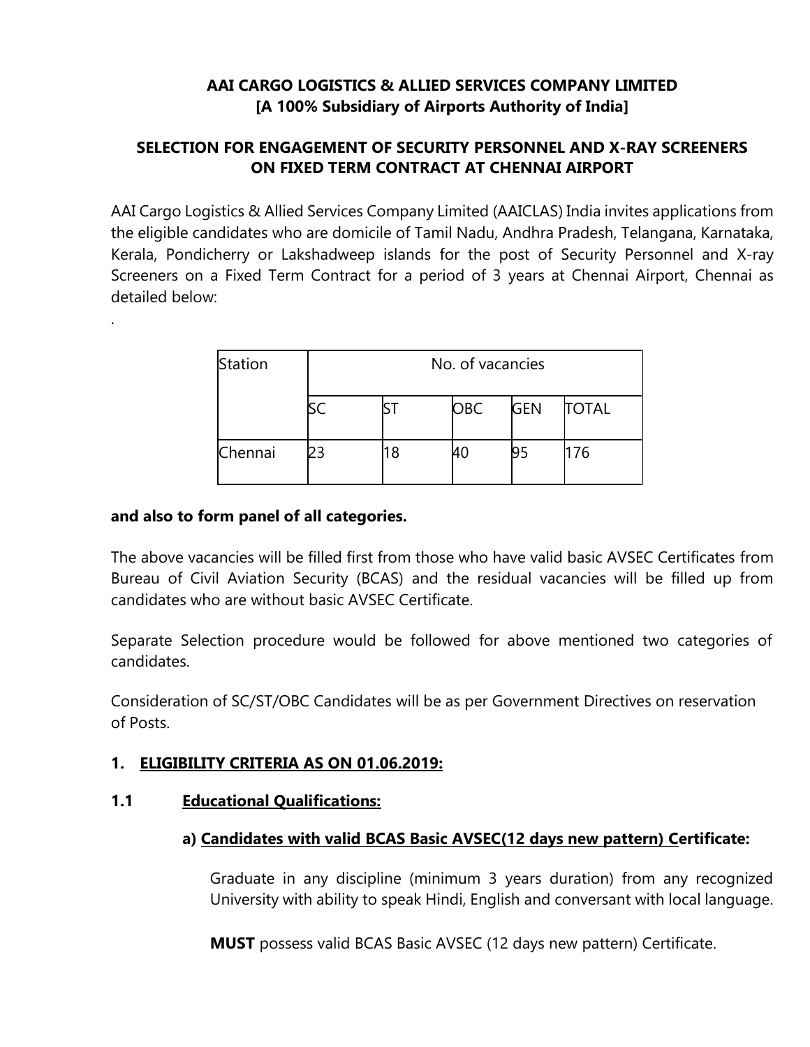**AAI CARGO LOGISTICS & ALLIED SERVICES COMPANY LIMITED**
**[A 100% Subsidiary of Airports Authority of India]**

**SELECTION FOR ENGAGEMENT OF SECURITY PERSONNEL AND X-RAY SCREENERS ON FIXED TERM CONTRACT AT CHENNAI AIRPORT**

AAI Cargo Logistics & Allied Services Company Limited (AAICLAS) India invites applications from the eligible candidates who are domicile of Tamil Nadu, Andhra Pradesh, Telangana, Karnataka, Kerala, Pondicherry or Lakshadweep islands for the post of Security Personnel and X-ray Screeners on a Fixed Term Contract for a period of 3 years at Chennai Airport, Chennai as detailed below:

.

| Station | No. of vacancies | | | | |
|---|---|---|---|---|---|
| | SC | ST | OBC | GEN | TOTAL |
| Chennai | 23 | 18 | 40 | 95 | 176 |

**and also to form panel of all categories.**

The above vacancies will be filled first from those who have valid basic AVSEC Certificates from Bureau of Civil Aviation Security (BCAS) and the residual vacancies will be filled up from candidates who are without basic AVSEC Certificate.

Separate Selection procedure would be followed for above mentioned two categories of candidates.

Consideration of SC/ST/OBC Candidates will be as per Government Directives on reservation of Posts.

## 1. ELIGIBILITY CRITERIA AS ON 01.06.2019:

### 1.1 Educational Qualifications:

**a) Candidates with valid BCAS Basic AVSEC(12 days new pattern) Certificate:**

Graduate in any discipline (minimum 3 years duration) from any recognized University with ability to speak Hindi, English and conversant with local language.

**MUST** possess valid BCAS Basic AVSEC (12 days new pattern) Certificate.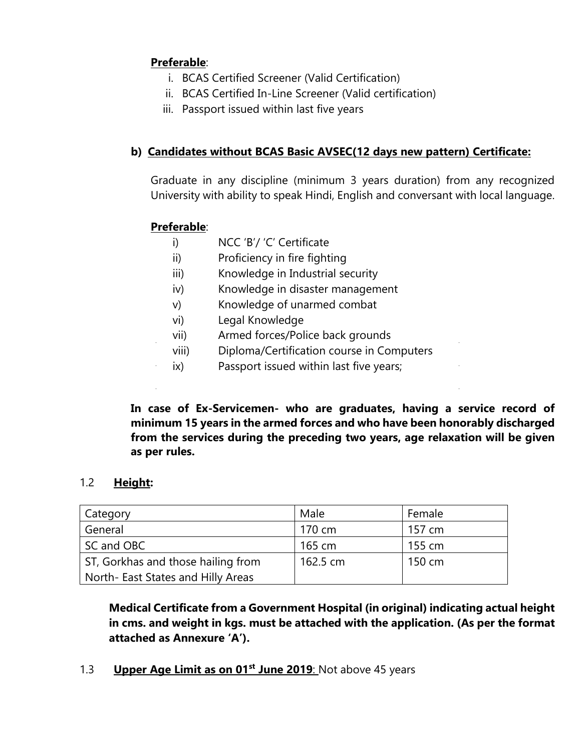**Preferable**:

i. BCAS Certified Screener (Valid Certification)
ii. BCAS Certified In-Line Screener (Valid certification)
iii. Passport issued within last five years

**b) Candidates without BCAS Basic AVSEC(12 days new pattern) Certificate:**

Graduate in any discipline (minimum 3 years duration) from any recognized University with ability to speak Hindi, English and conversant with local language.

**Preferable**:

i) NCC 'B'/ 'C' Certificate
ii) Proficiency in fire fighting
iii) Knowledge in Industrial security
iv) Knowledge in disaster management
v) Knowledge of unarmed combat
vi) Legal Knowledge
vii) Armed forces/Police back grounds
viii) Diploma/Certification course in Computers
ix) Passport issued within last five years;

**In case of Ex-Servicemen- who are graduates, having a service record of minimum 15 years in the armed forces and who have been honorably discharged from the services during the preceding two years, age relaxation will be given as per rules.**

1.2 **Height:**

| Category | Male | Female |
|---|---|---|
| General | 170 cm | 157 cm |
| SC and OBC | 165 cm | 155 cm |
| ST, Gorkhas and those hailing from North- East States and Hilly Areas | 162.5 cm | 150 cm |

**Medical Certificate from a Government Hospital (in original) indicating actual height in cms. and weight in kgs. must be attached with the application. (As per the format attached as Annexure 'A').**

1.3 **Upper Age Limit as on 01st June 2019**: Not above 45 years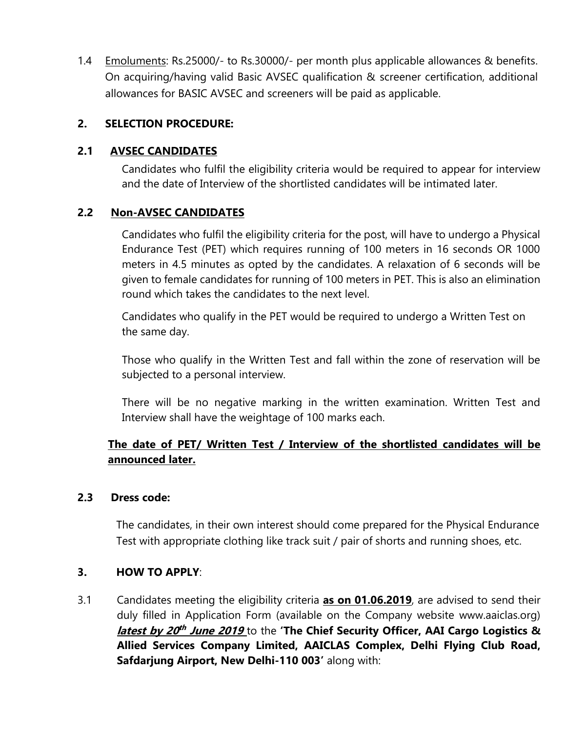1.4 Emoluments: Rs.25000/- to Rs.30000/- per month plus applicable allowances & benefits. On acquiring/having valid Basic AVSEC qualification & screener certification, additional allowances for BASIC AVSEC and screeners will be paid as applicable.

## 2. SELECTION PROCEDURE:

### 2.1 AVSEC CANDIDATES

Candidates who fulfil the eligibility criteria would be required to appear for interview and the date of Interview of the shortlisted candidates will be intimated later.

### 2.2 Non-AVSEC CANDIDATES

Candidates who fulfil the eligibility criteria for the post, will have to undergo a Physical Endurance Test (PET) which requires running of 100 meters in 16 seconds OR 1000 meters in 4.5 minutes as opted by the candidates. A relaxation of 6 seconds will be given to female candidates for running of 100 meters in PET. This is also an elimination round which takes the candidates to the next level.

Candidates who qualify in the PET would be required to undergo a Written Test on the same day.

Those who qualify in the Written Test and fall within the zone of reservation will be subjected to a personal interview.

There will be no negative marking in the written examination. Written Test and Interview shall have the weightage of 100 marks each.

**The date of PET/ Written Test / Interview of the shortlisted candidates will be announced later.**

### 2.3 Dress code:

The candidates, in their own interest should come prepared for the Physical Endurance Test with appropriate clothing like track suit / pair of shorts and running shoes, etc.

## 3. HOW TO APPLY:

3.1 Candidates meeting the eligibility criteria **as on 01.06.2019**, are advised to send their duly filled in Application Form (available on the Company website www.aaiclas.org) ***latest by 20th June 2019*** to the **'The Chief Security Officer, AAI Cargo Logistics & Allied Services Company Limited, AAICLAS Complex, Delhi Flying Club Road, Safdarjung Airport, New Delhi-110 003'** along with: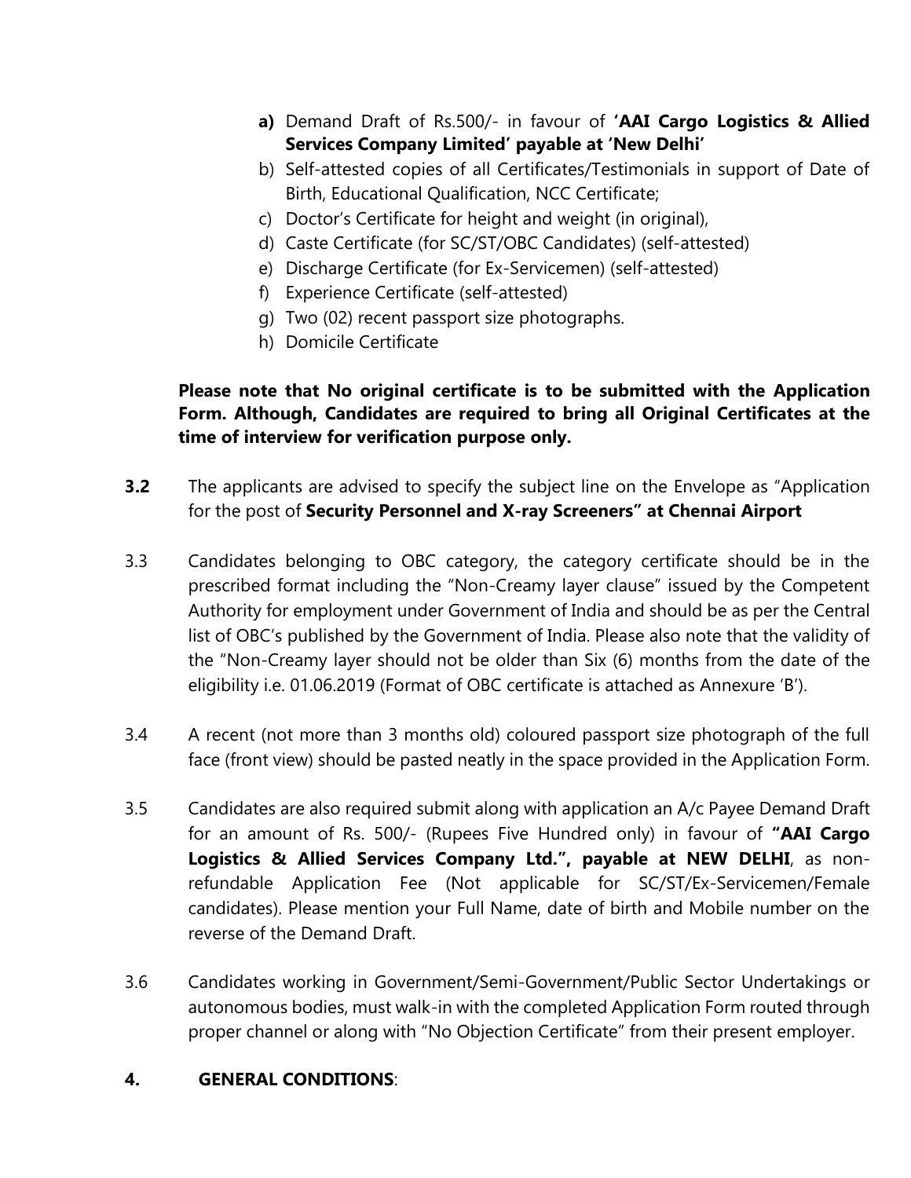- **a)** Demand Draft of Rs.500/- in favour of **'AAI Cargo Logistics & Allied Services Company Limited' payable at 'New Delhi'**
- b) Self-attested copies of all Certificates/Testimonials in support of Date of Birth, Educational Qualification, NCC Certificate;
- c) Doctor's Certificate for height and weight (in original),
- d) Caste Certificate (for SC/ST/OBC Candidates) (self-attested)
- e) Discharge Certificate (for Ex-Servicemen) (self-attested)
- f) Experience Certificate (self-attested)
- g) Two (02) recent passport size photographs.
- h) Domicile Certificate

**Please note that No original certificate is to be submitted with the Application Form. Although, Candidates are required to bring all Original Certificates at the time of interview for verification purpose only.**

**3.2** The applicants are advised to specify the subject line on the Envelope as "Application for the post of **Security Personnel and X-ray Screeners" at Chennai Airport**

3.3 Candidates belonging to OBC category, the category certificate should be in the prescribed format including the "Non-Creamy layer clause" issued by the Competent Authority for employment under Government of India and should be as per the Central list of OBC's published by the Government of India. Please also note that the validity of the "Non-Creamy layer should not be older than Six (6) months from the date of the eligibility i.e. 01.06.2019 (Format of OBC certificate is attached as Annexure 'B').

3.4 A recent (not more than 3 months old) coloured passport size photograph of the full face (front view) should be pasted neatly in the space provided in the Application Form.

3.5 Candidates are also required submit along with application an A/c Payee Demand Draft for an amount of Rs. 500/- (Rupees Five Hundred only) in favour of **"AAI Cargo Logistics & Allied Services Company Ltd.", payable at NEW DELHI**, as non-refundable Application Fee (Not applicable for SC/ST/Ex-Servicemen/Female candidates). Please mention your Full Name, date of birth and Mobile number on the reverse of the Demand Draft.

3.6 Candidates working in Government/Semi-Government/Public Sector Undertakings or autonomous bodies, must walk-in with the completed Application Form routed through proper channel or along with "No Objection Certificate" from their present employer.

**4. GENERAL CONDITIONS**: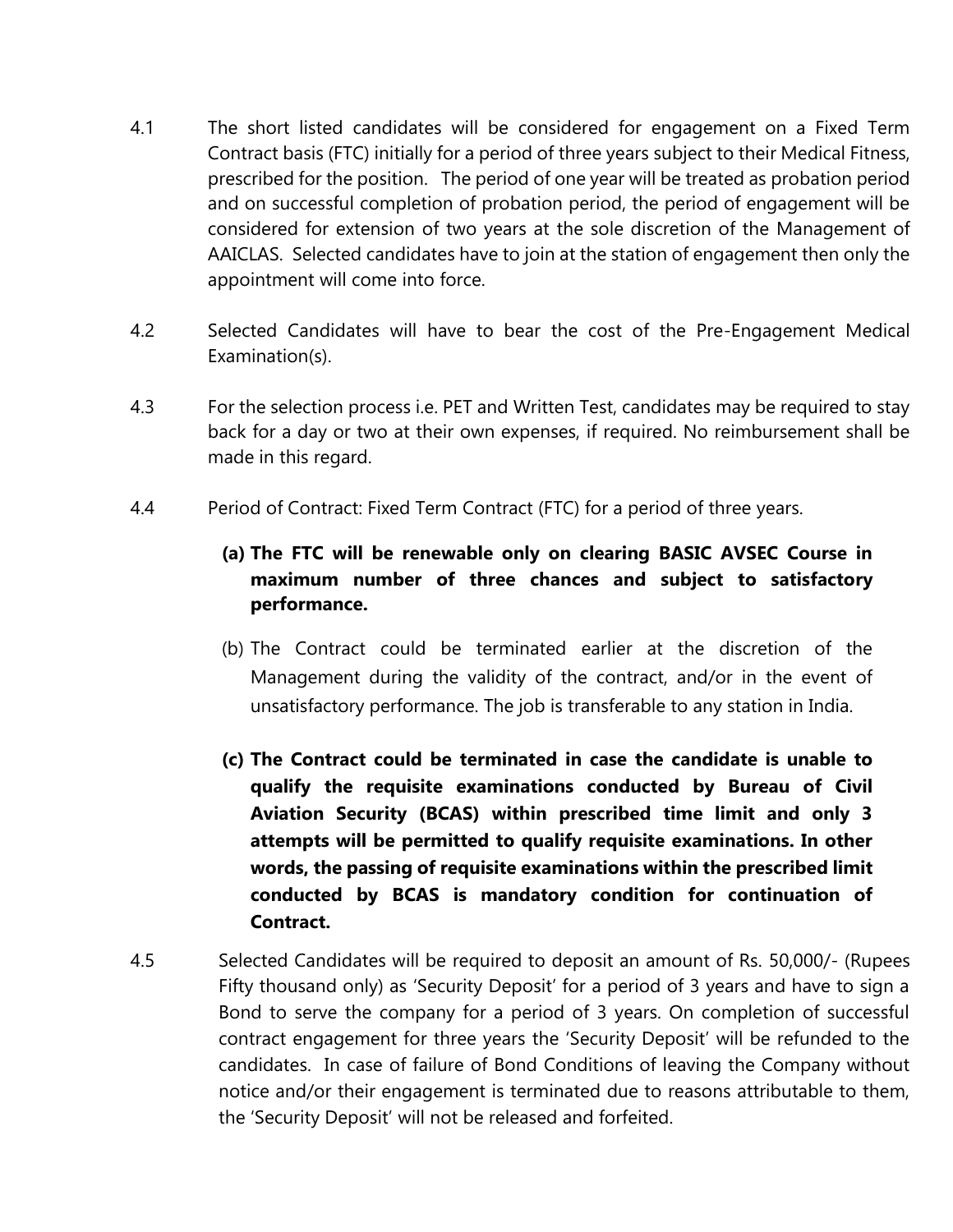4.1 The short listed candidates will be considered for engagement on a Fixed Term Contract basis (FTC) initially for a period of three years subject to their Medical Fitness, prescribed for the position. The period of one year will be treated as probation period and on successful completion of probation period, the period of engagement will be considered for extension of two years at the sole discretion of the Management of AAICLAS. Selected candidates have to join at the station of engagement then only the appointment will come into force.

4.2 Selected Candidates will have to bear the cost of the Pre-Engagement Medical Examination(s).

4.3 For the selection process i.e. PET and Written Test, candidates may be required to stay back for a day or two at their own expenses, if required. No reimbursement shall be made in this regard.

4.4 Period of Contract: Fixed Term Contract (FTC) for a period of three years.

**(a) The FTC will be renewable only on clearing BASIC AVSEC Course in maximum number of three chances and subject to satisfactory performance.**

(b) The Contract could be terminated earlier at the discretion of the Management during the validity of the contract, and/or in the event of unsatisfactory performance. The job is transferable to any station in India.

**(c) The Contract could be terminated in case the candidate is unable to qualify the requisite examinations conducted by Bureau of Civil Aviation Security (BCAS) within prescribed time limit and only 3 attempts will be permitted to qualify requisite examinations. In other words, the passing of requisite examinations within the prescribed limit conducted by BCAS is mandatory condition for continuation of Contract.**

4.5 Selected Candidates will be required to deposit an amount of Rs. 50,000/- (Rupees Fifty thousand only) as 'Security Deposit' for a period of 3 years and have to sign a Bond to serve the company for a period of 3 years. On completion of successful contract engagement for three years the 'Security Deposit' will be refunded to the candidates. In case of failure of Bond Conditions of leaving the Company without notice and/or their engagement is terminated due to reasons attributable to them, the 'Security Deposit' will not be released and forfeited.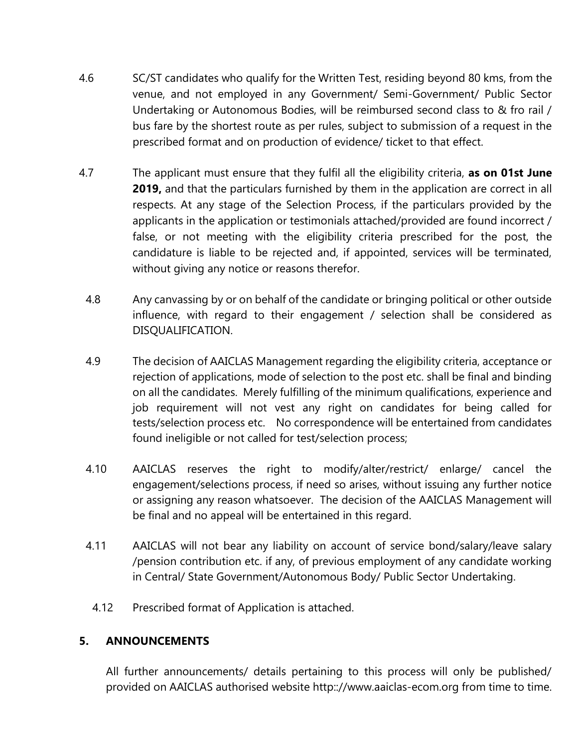4.6 SC/ST candidates who qualify for the Written Test, residing beyond 80 kms, from the venue, and not employed in any Government/ Semi-Government/ Public Sector Undertaking or Autonomous Bodies, will be reimbursed second class to & fro rail / bus fare by the shortest route as per rules, subject to submission of a request in the prescribed format and on production of evidence/ ticket to that effect.

4.7 The applicant must ensure that they fulfil all the eligibility criteria, **as on 01st June 2019,** and that the particulars furnished by them in the application are correct in all respects. At any stage of the Selection Process, if the particulars provided by the applicants in the application or testimonials attached/provided are found incorrect / false, or not meeting with the eligibility criteria prescribed for the post, the candidature is liable to be rejected and, if appointed, services will be terminated, without giving any notice or reasons therefor.

4.8 Any canvassing by or on behalf of the candidate or bringing political or other outside influence, with regard to their engagement / selection shall be considered as DISQUALIFICATION.

4.9 The decision of AAICLAS Management regarding the eligibility criteria, acceptance or rejection of applications, mode of selection to the post etc. shall be final and binding on all the candidates. Merely fulfilling of the minimum qualifications, experience and job requirement will not vest any right on candidates for being called for tests/selection process etc. No correspondence will be entertained from candidates found ineligible or not called for test/selection process;

4.10 AAICLAS reserves the right to modify/alter/restrict/ enlarge/ cancel the engagement/selections process, if need so arises, without issuing any further notice or assigning any reason whatsoever. The decision of the AAICLAS Management will be final and no appeal will be entertained in this regard.

4.11 AAICLAS will not bear any liability on account of service bond/salary/leave salary /pension contribution etc. if any, of previous employment of any candidate working in Central/ State Government/Autonomous Body/ Public Sector Undertaking.

4.12 Prescribed format of Application is attached.

## 5. ANNOUNCEMENTS

All further announcements/ details pertaining to this process will only be published/ provided on AAICLAS authorised website http::://www.aaiclas-ecom.org from time to time.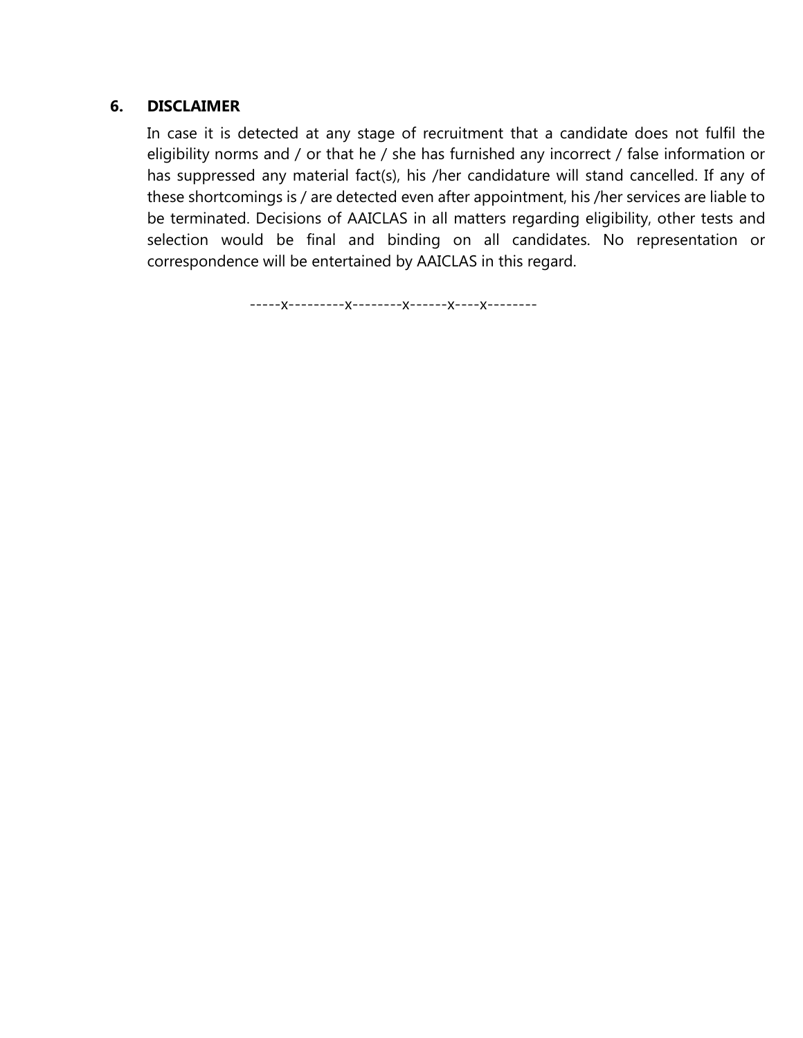## 6. DISCLAIMER

In case it is detected at any stage of recruitment that a candidate does not fulfil the eligibility norms and / or that he / she has furnished any incorrect / false information or has suppressed any material fact(s), his /her candidature will stand cancelled. If any of these shortcomings is / are detected even after appointment, his /her services are liable to be terminated. Decisions of AAICLAS in all matters regarding eligibility, other tests and selection would be final and binding on all candidates. No representation or correspondence will be entertained by AAICLAS in this regard.

-----x---------x--------x------x----x--------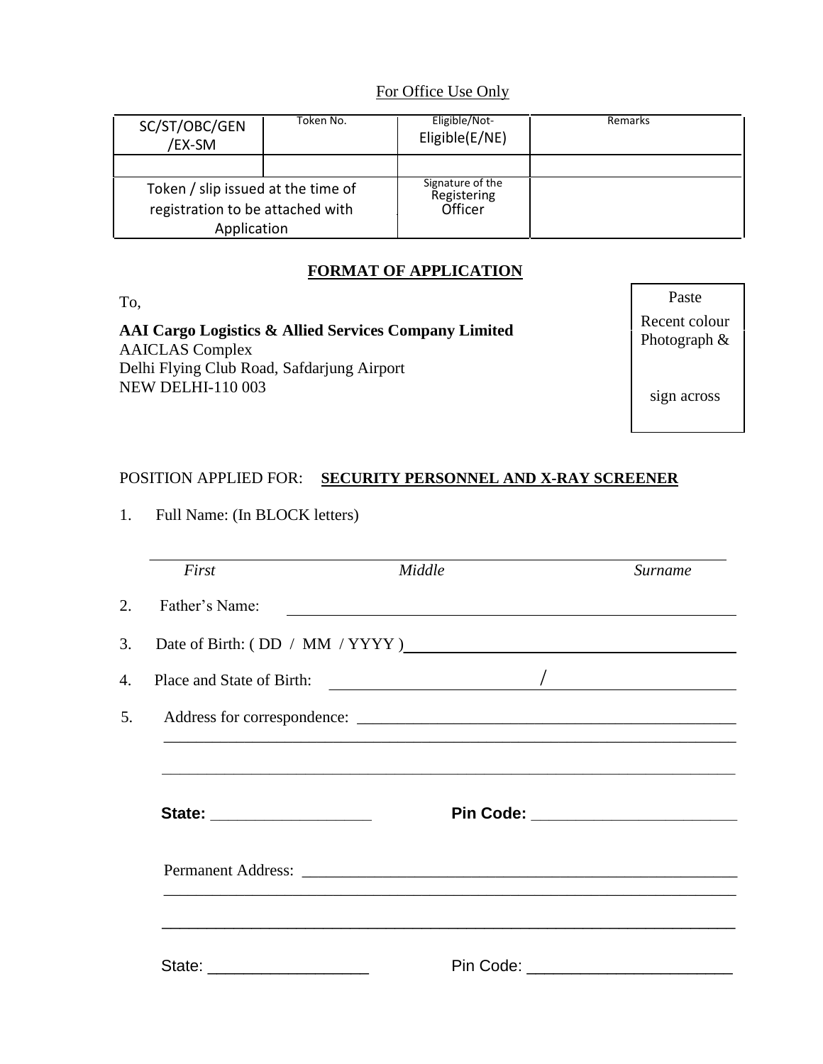For Office Use Only

| SC/ST/OBC/GEN /EX-SM | Token No. | Eligible/Not-Eligible(E/NE) | Remarks |
|---|---|---|---|
| | | | |
| Token / slip issued at the time of registration to be attached with Application | | Signature of the Registering Officer | |

## FORMAT OF APPLICATION

To,

**AAI Cargo Logistics & Allied Services Company Limited**
AAICLAS Complex
Delhi Flying Club Road, Safdarjung Airport
NEW DELHI-110 003

Paste
Recent colour Photograph &

sign across

POSITION APPLIED FOR: **SECURITY PERSONNEL AND X-RAY SCREENER**

1. Full Name: (In BLOCK letters)

_______________________________________________________________

*First* *Middle* *Surname*

2. Father's Name: _______________________________________________

3. Date of Birth: ( DD / MM / YYYY ) ________________________________

4. Place and State of Birth: ______________________ / ______________________

5. Address for correspondence: ___________________________________________
_______________________________________________________________
_______________________________________________________________

**State:** __________________ **Pin Code:** ______________________

Permanent Address: ____________________________________________
_______________________________________________________________
_______________________________________________________________

State: __________________ Pin Code: ______________________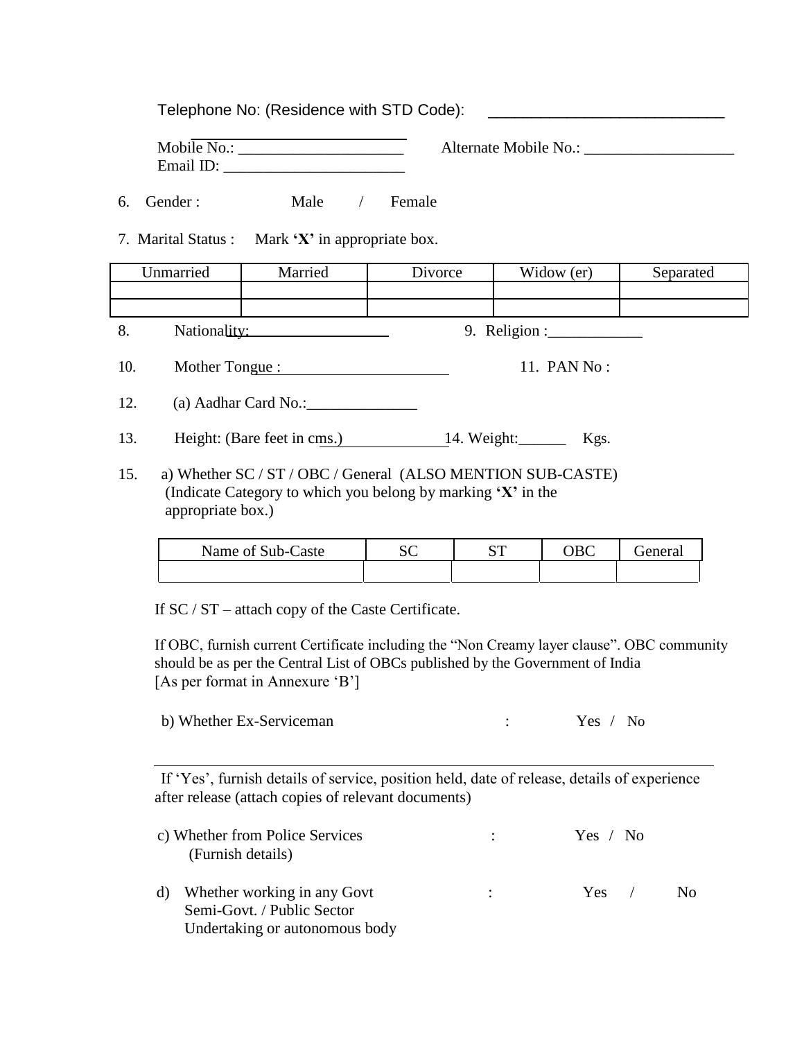Telephone No: (Residence with STD Code): ____________________________

Mobile No.: _____________________ Alternate Mobile No.: ___________________

Email ID: _______________________

6. Gender : Male / Female

7. Marital Status : Mark **'X'** in appropriate box.

| Unmarried | Married | Divorce | Widow (er) | Separated |
|---|---|---|---|---|
| | | | | |
| | | | | |

8. Nationality: ____________________ 9. Religion :____________

10. Mother Tongue : ______________________ 11. PAN No :

12. (a) Aadhar Card No.:______________

13. Height: (Bare feet in cms.) ______________ 14. Weight:______ Kgs.

15. a) Whether SC / ST / OBC / General (ALSO MENTION SUB-CASTE) (Indicate Category to which you belong by marking **'X'** in the appropriate box.)

| Name of Sub-Caste | SC | ST | OBC | General |
|---|---|---|---|---|
| | | | | |

If SC / ST – attach copy of the Caste Certificate.

If OBC, furnish current Certificate including the "Non Creamy layer clause". OBC community should be as per the Central List of OBCs published by the Government of India [As per format in Annexure 'B']

b) Whether Ex-Serviceman : Yes / No

If 'Yes', furnish details of service, position held, date of release, details of experience after release (attach copies of relevant documents)

c) Whether from Police Services : Yes / No
(Furnish details)

d) Whether working in any Govt Semi-Govt. / Public Sector Undertaking or autonomous body : Yes / No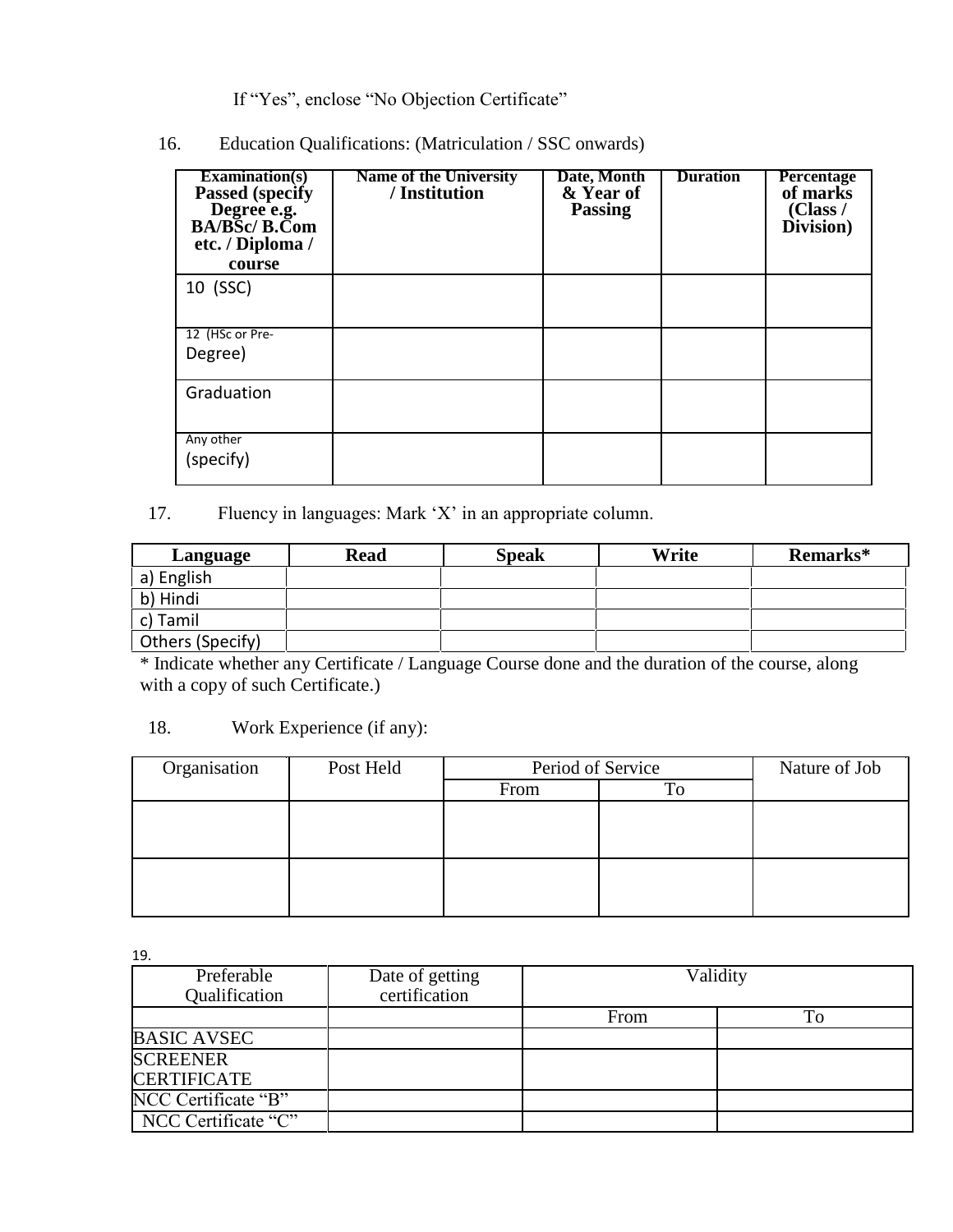If "Yes", enclose "No Objection Certificate"

16. Education Qualifications: (Matriculation / SSC onwards)

| **Examination(s) Passed (specify Degree e.g. BA/BSc/ B.Com etc. / Diploma / course** | **Name of the University / Institution** | **Date, Month & Year of Passing** | **Duration** | **Percentage of marks (Class / Division)** |
|---|---|---|---|---|
| 10 (SSC) | | | | |
| 12 (HSc or Pre-Degree) | | | | |
| Graduation | | | | |
| Any other (specify) | | | | |

17. Fluency in languages: Mark 'X' in an appropriate column.

| **Language** | **Read** | **Speak** | **Write** | **Remarks*** |
|---|---|---|---|---|
| a) English | | | | |
| b) Hindi | | | | |
| c) Tamil | | | | |
| Others (Specify) | | | | |

* Indicate whether any Certificate / Language Course done and the duration of the course, along with a copy of such Certificate.)

18. Work Experience (if any):

| Organisation | Post Held | Period of Service | | Nature of Job |
|---|---|---|---|---|
| | | From | To | |
| | | | | |
| | | | | |

19.

| Preferable Qualification | Date of getting certification | Validity | |
|---|---|---|---|
| | | From | To |
| BASIC AVSEC | | | |
| SCREENER CERTIFICATE | | | |
| NCC Certificate "B" | | | |
| NCC Certificate "C" | | | |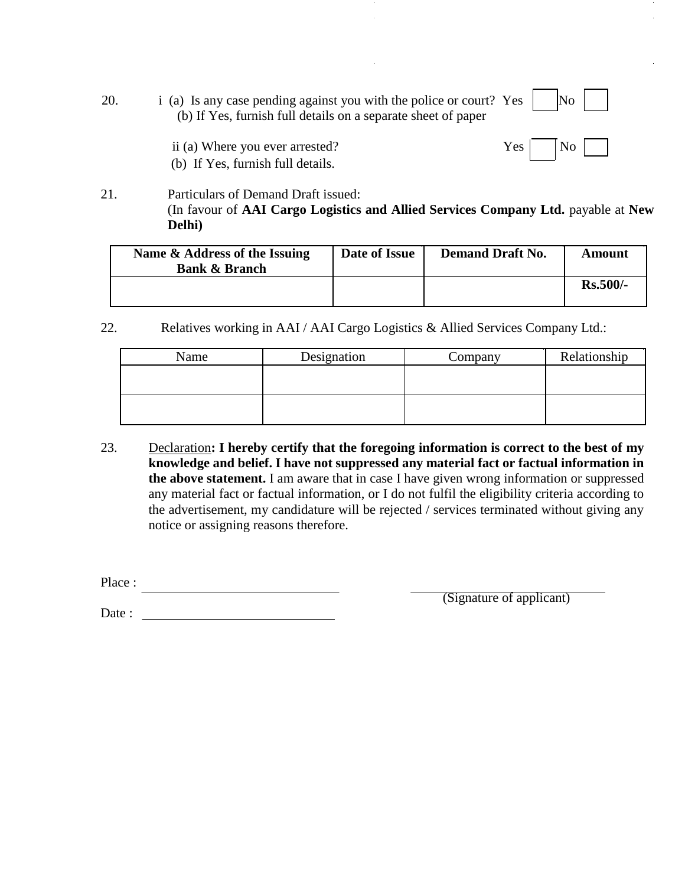20. i (a) Is any case pending against you with the police or court? Yes ☐ No ☐
(b) If Yes, furnish full details on a separate sheet of paper

ii (a) Where you ever arrested? Yes ☐ No ☐
(b) If Yes, furnish full details.

21. Particulars of Demand Draft issued:
(In favour of **AAI Cargo Logistics and Allied Services Company Ltd.** payable at **New Delhi)**

| Name & Address of the Issuing Bank & Branch | Date of Issue | Demand Draft No. | Amount |
|---|---|---|---|
| | | | **Rs.500/-** |

22. Relatives working in AAI / AAI Cargo Logistics & Allied Services Company Ltd.:

| Name | Designation | Company | Relationship |
|---|---|---|---|
| | | | |
| | | | |

23. Declaration**: I hereby certify that the foregoing information is correct to the best of my knowledge and belief. I have not suppressed any material fact or factual information in the above statement.** I am aware that in case I have given wrong information or suppressed any material fact or factual information, or I do not fulfil the eligibility criteria according to the advertisement, my candidature will be rejected / services terminated without giving any notice or assigning reasons therefore.

Place : ______________________

Date : ______________________

______________________
(Signature of applicant)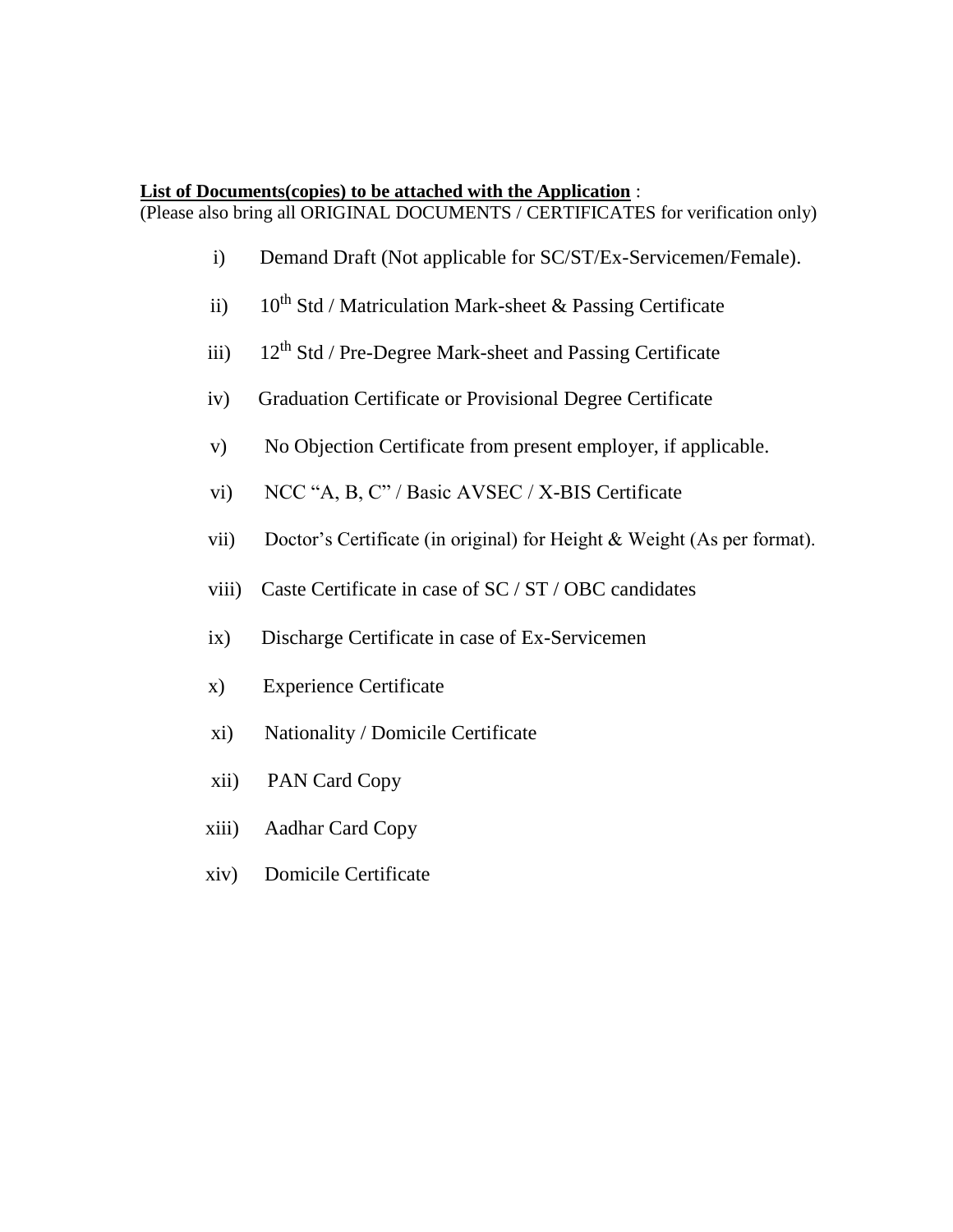**List of Documents(copies) to be attached with the Application** :
(Please also bring all ORIGINAL DOCUMENTS / CERTIFICATES for verification only)

i) Demand Draft (Not applicable for SC/ST/Ex-Servicemen/Female).

ii) 10th Std / Matriculation Mark-sheet & Passing Certificate

iii) 12th Std / Pre-Degree Mark-sheet and Passing Certificate

iv) Graduation Certificate or Provisional Degree Certificate

v) No Objection Certificate from present employer, if applicable.

vi) NCC "A, B, C" / Basic AVSEC / X-BIS Certificate

vii) Doctor's Certificate (in original) for Height & Weight (As per format).

viii) Caste Certificate in case of SC / ST / OBC candidates

ix) Discharge Certificate in case of Ex-Servicemen

x) Experience Certificate

xi) Nationality / Domicile Certificate

xii) PAN Card Copy

xiii) Aadhar Card Copy

xiv) Domicile Certificate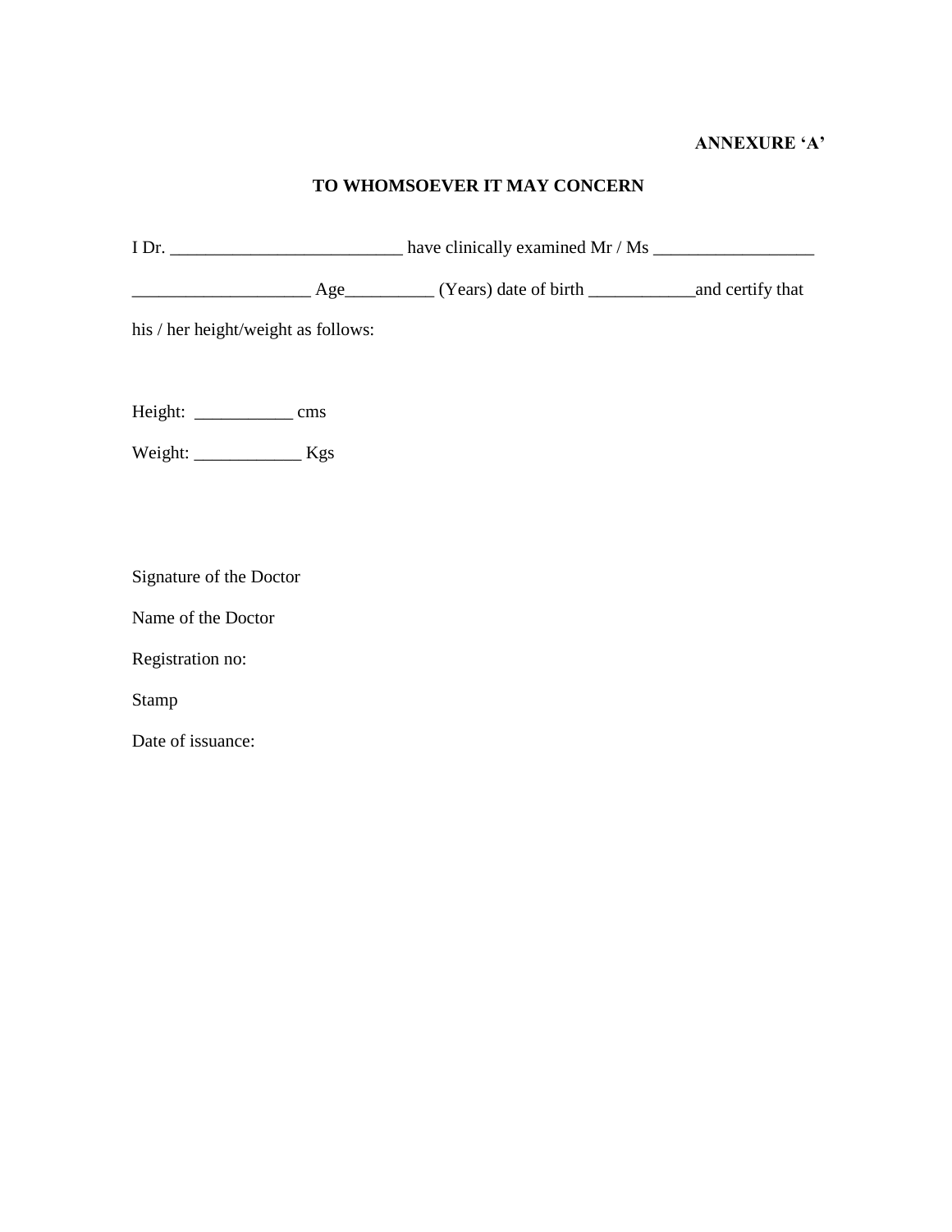**ANNEXURE 'A'**

## TO WHOMSOEVER IT MAY CONCERN

I Dr. __________________________ have clinically examined Mr / Ms __________________

____________________ Age__________ (Years) date of birth ____________and certify that

his / her height/weight as follows:

Height: ___________ cms

Weight: ____________ Kgs

Signature of the Doctor

Name of the Doctor

Registration no:

Stamp

Date of issuance: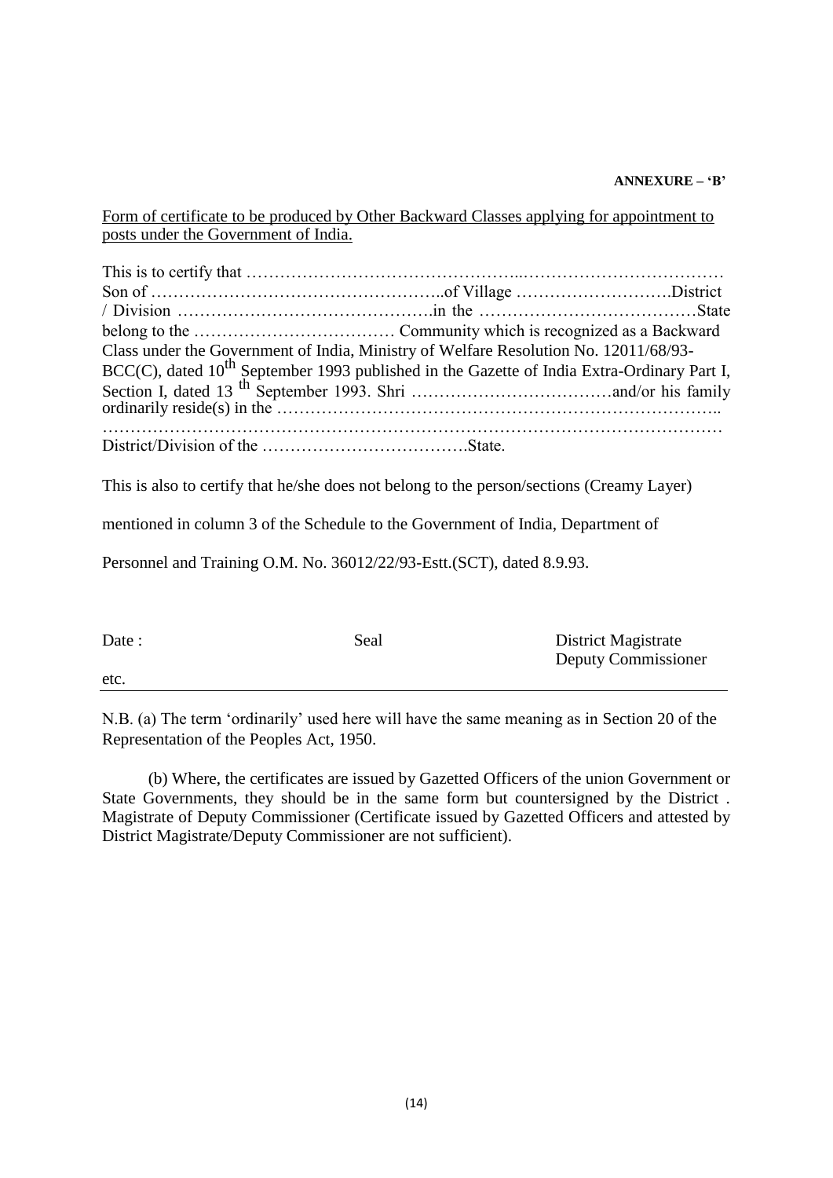**ANNEXURE – 'B'**

Form of certificate to be produced by Other Backward Classes applying for appointment to posts under the Government of India.

This is to certify that ………………………………………..……………………………… Son of ……………………………………………..of Village ……………………….District / Division ……………………………………….in the …………………………………State belong to the ……………………………… Community which is recognized as a Backward Class under the Government of India, Ministry of Welfare Resolution No. 12011/68/93-BCC(C), dated 10th September 1993 published in the Gazette of India Extra-Ordinary Part I, Section I, dated 13 th September 1993. Shri ………………………………and/or his family ordinarily reside(s) in the …………………………………………………………………..
………………………………………………………………………………………………
District/Division of the ………………………………State.

This is also to certify that he/she does not belong to the person/sections (Creamy Layer) mentioned in column 3 of the Schedule to the Government of India, Department of Personnel and Training O.M. No. 36012/22/93-Estt.(SCT), dated 8.9.93.

Date : Seal District Magistrate
Deputy Commissioner
etc.

---

N.B. (a) The term 'ordinarily' used here will have the same meaning as in Section 20 of the Representation of the Peoples Act, 1950.

(b) Where, the certificates are issued by Gazetted Officers of the union Government or State Governments, they should be in the same form but countersigned by the District . Magistrate of Deputy Commissioner (Certificate issued by Gazetted Officers and attested by District Magistrate/Deputy Commissioner are not sufficient).